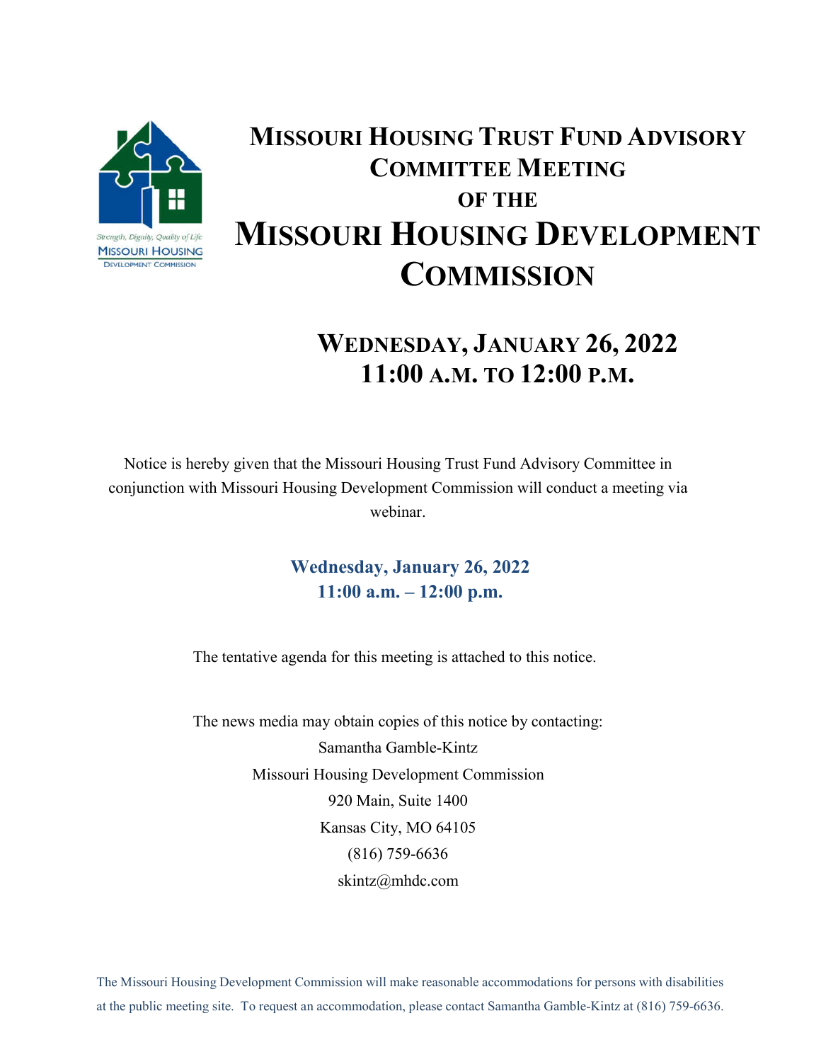# Missouri Housing Trust Fund Advisory Committee Meeting of the Missouri Housing Development Commission

## Wednesday, January 26, 2022
## 11:00 a.m. to 12:00 p.m.

Notice is hereby given that the Missouri Housing Trust Fund Advisory Committee in conjunction with Missouri Housing Development Commission will conduct a meeting via webinar.

**Wednesday, January 26, 2022**
**11:00 a.m. – 12:00 p.m.**

The tentative agenda for this meeting is attached to this notice.

The news media may obtain copies of this notice by contacting:
Samantha Gamble-Kintz
Missouri Housing Development Commission
920 Main, Suite 1400
Kansas City, MO 64105
(816) 759-6636
skintz@mhdc.com

The Missouri Housing Development Commission will make reasonable accommodations for persons with disabilities at the public meeting site. To request an accommodation, please contact Samantha Gamble-Kintz at (816) 759-6636.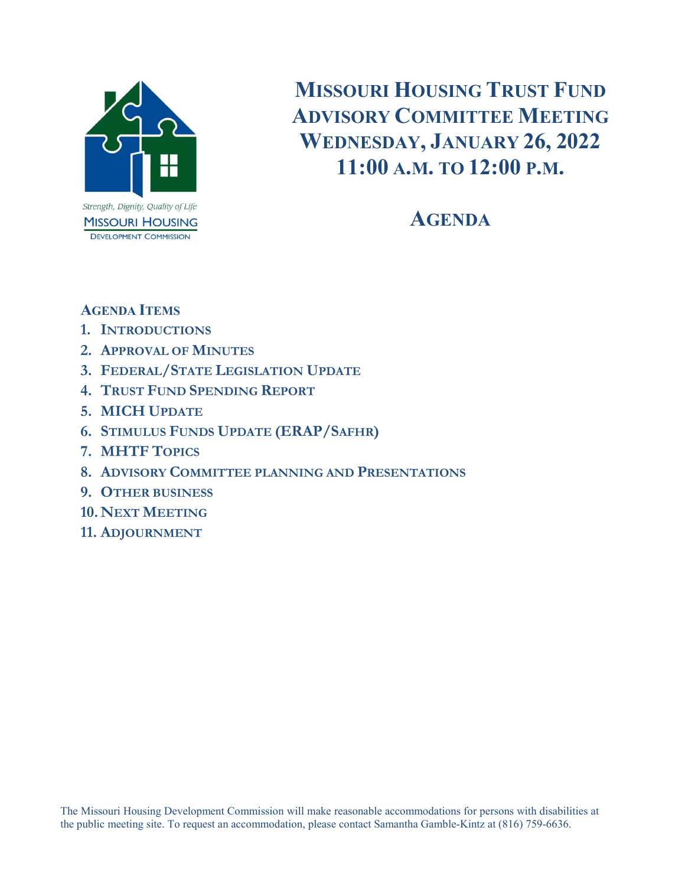Strength, Dignity, Quality of Life
MISSOURI HOUSING
DEVELOPMENT COMMISSION

# MISSOURI HOUSING TRUST FUND ADVISORY COMMITTEE MEETING WEDNESDAY, JANUARY 26, 2022 11:00 A.M. TO 12:00 P.M.

## AGENDA

**AGENDA ITEMS**

1. **INTRODUCTIONS**
2. **APPROVAL OF MINUTES**
3. **FEDERAL/STATE LEGISLATION UPDATE**
4. **TRUST FUND SPENDING REPORT**
5. **MICH UPDATE**
6. **STIMULUS FUNDS UPDATE (ERAP/SAFHR)**
7. **MHTF TOPICS**
8. **ADVISORY COMMITTEE PLANNING AND PRESENTATIONS**
9. **OTHER BUSINESS**
10. **NEXT MEETING**
11. **ADJOURNMENT**

The Missouri Housing Development Commission will make reasonable accommodations for persons with disabilities at the public meeting site. To request an accommodation, please contact Samantha Gamble-Kintz at (816) 759-6636.